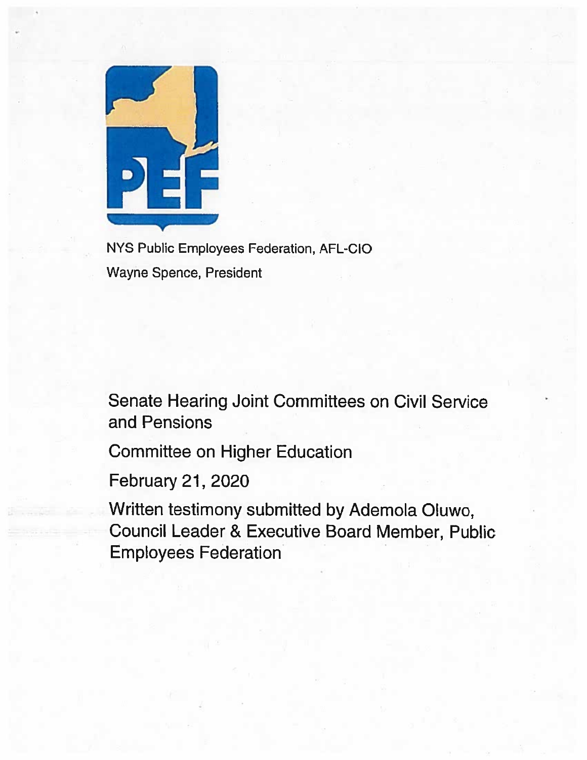NYS Public Employees Federation, AFL-CIO

Wayne Spence, President

Senate Hearing Joint Committees on Civil Service and Pensions

Committee on Higher Education

February 21, 2020

Written testimony submitted by Ademola Oluwo, Council Leader & Executive Board Member, Public Employees Federation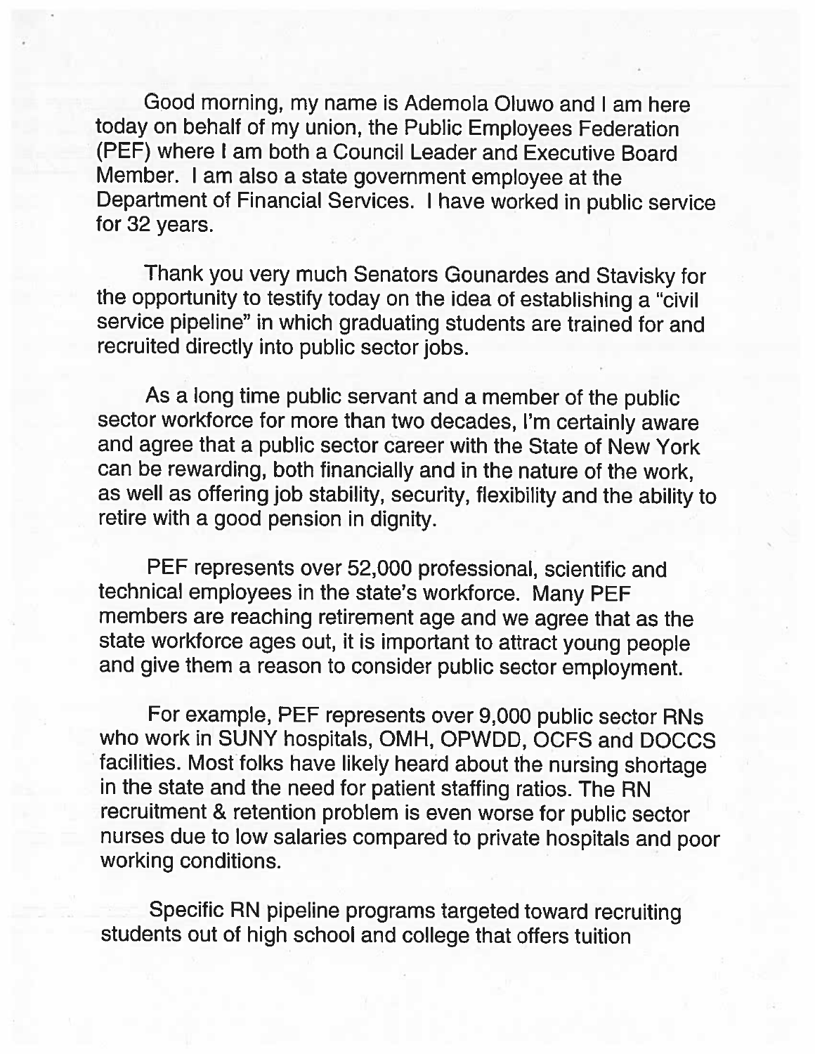Good morning, my name is Ademola Oluwo and I am here today on behalf of my union, the Public Employees Federation (PEF) where I am both a Council Leader and Executive Board Member. I am also a state government employee at the Department of Financial Services. I have worked in public service for 32 years.

Thank you very much Senators Gounardes and Stavisky for the opportunity to testify today on the idea of establishing a "civil service pipeline" in which graduating students are trained for and recruited directly into public sector jobs.

As a long time public servant and a member of the public sector workforce for more than two decades, I'm certainly aware and agree that a public sector career with the State of New York can be rewarding, both financially and in the nature of the work, as well as offering job stability, security, flexibility and the ability to retire with a good pension in dignity.

PEF represents over 52,000 professional, scientific and technical employees in the state's workforce. Many PEF members are reaching retirement age and we agree that as the state workforce ages out, it is important to attract young people and give them a reason to consider public sector employment.

For example, PEF represents over 9,000 public sector RNs who work in SUNY hospitals, OMH, OPWDD, OCFS and DOCCS facilities. Most folks have likely heard about the nursing shortage in the state and the need for patient staffing ratios. The RN recruitment & retention problem is even worse for public sector nurses due to low salaries compared to private hospitals and poor working conditions.

Specific RN pipeline programs targeted toward recruiting students out of high school and college that offers tuition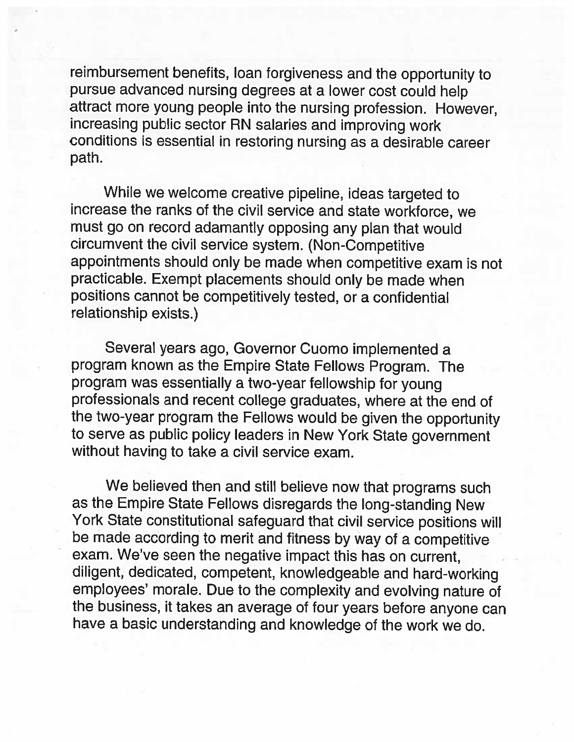reimbursement benefits, loan forgiveness and the opportunity to pursue advanced nursing degrees at a lower cost could help attract more young people into the nursing profession. However, increasing public sector RN salaries and improving work conditions is essential in restoring nursing as a desirable career path.

While we welcome creative pipeline, ideas targeted to increase the ranks of the civil service and state workforce, we must go on record adamantly opposing any plan that would circumvent the civil service system. (Non-Competitive appointments should only be made when competitive exam is not practicable. Exempt placements should only be made when positions cannot be competitively tested, or a confidential relationship exists.)

Several years ago, Governor Cuomo implemented a program known as the Empire State Fellows Program. The program was essentially a two-year fellowship for young professionals and recent college graduates, where at the end of the two-year program the Fellows would be given the opportunity to serve as public policy leaders in New York State government without having to take a civil service exam.

We believed then and still believe now that programs such as the Empire State Fellows disregards the long-standing New York State constitutional safeguard that civil service positions will be made according to merit and fitness by way of a competitive exam. We've seen the negative impact this has on current, diligent, dedicated, competent, knowledgeable and hard-working employees' morale. Due to the complexity and evolving nature of the business, it takes an average of four years before anyone can have a basic understanding and knowledge of the work we do.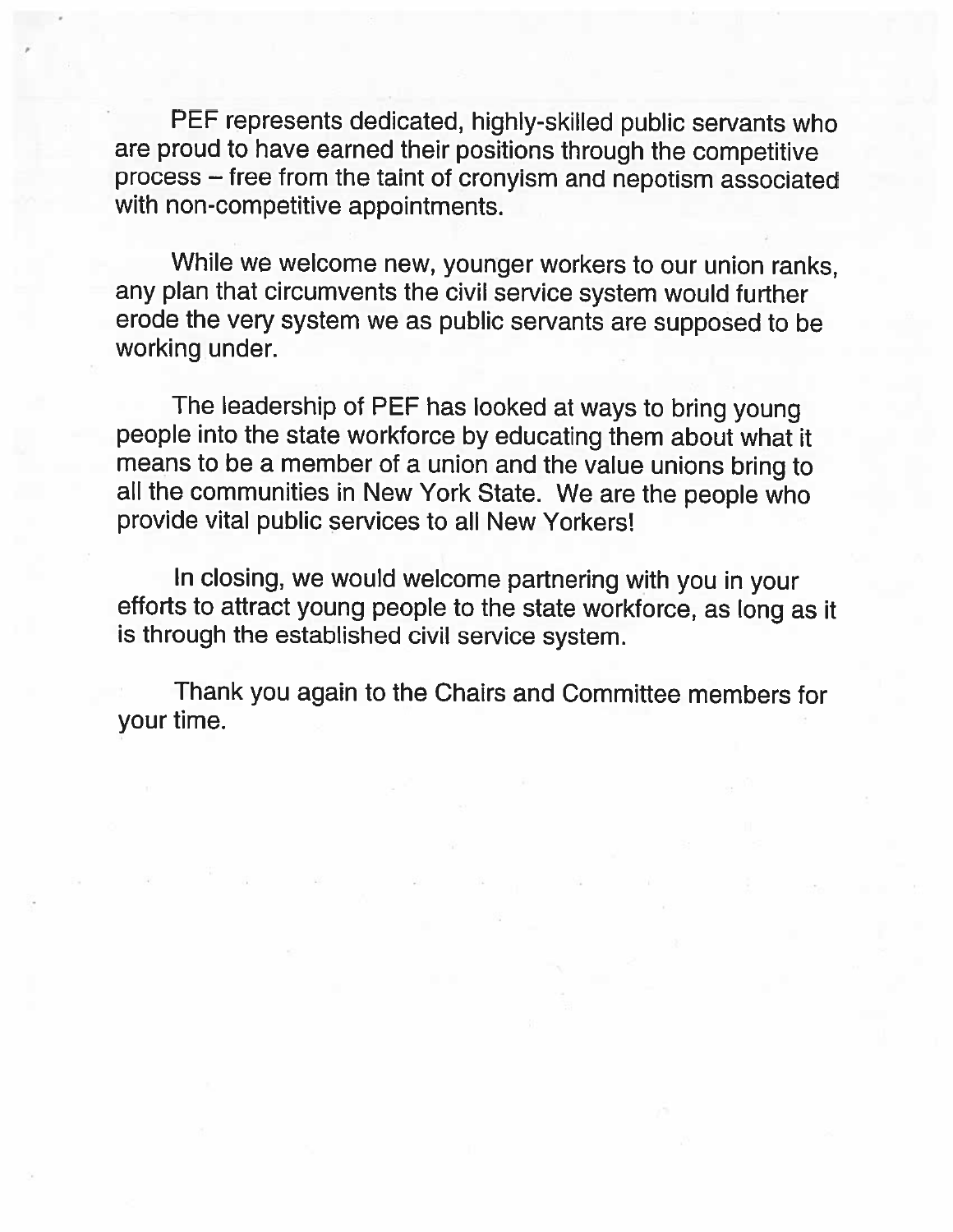PEF represents dedicated, highly-skilled public servants who are proud to have earned their positions through the competitive process – free from the taint of cronyism and nepotism associated with non-competitive appointments.

While we welcome new, younger workers to our union ranks, any plan that circumvents the civil service system would further erode the very system we as public servants are supposed to be working under.

The leadership of PEF has looked at ways to bring young people into the state workforce by educating them about what it means to be a member of a union and the value unions bring to all the communities in New York State. We are the people who provide vital public services to all New Yorkers!

In closing, we would welcome partnering with you in your efforts to attract young people to the state workforce, as long as it is through the established civil service system.

Thank you again to the Chairs and Committee members for your time.